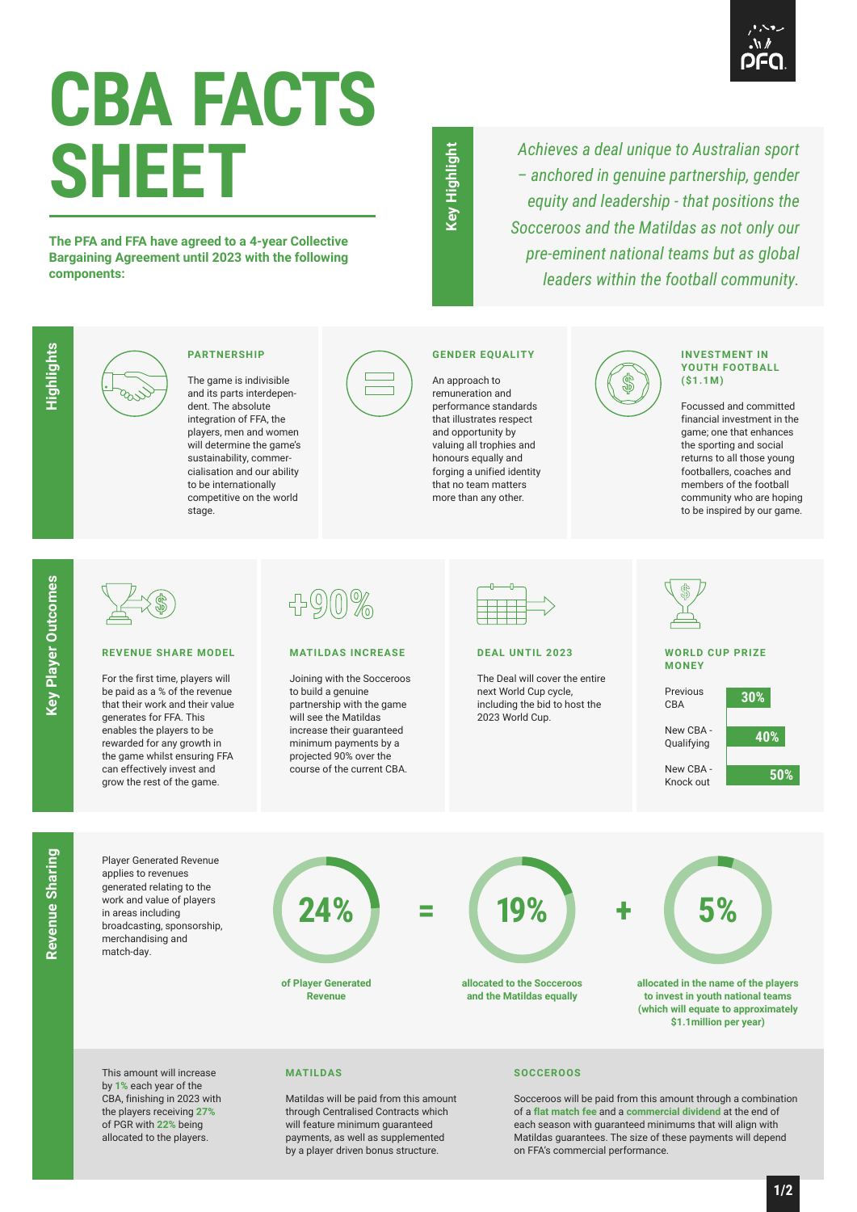# CBA FACTS SHEET

**The PFA and FFA have agreed to a 4-year Collective Bargaining Agreement until 2023 with the following components:**

## Key Highlight

*Achieves a deal unique to Australian sport – anchored in genuine partnership, gender equity and leadership - that positions the Socceroos and the Matildas as not only our pre-eminent national teams but as global leaders within the football community.*

## Highlights

### PARTNERSHIP

The game is indivisible and its parts interdependent. The absolute integration of FFA, the players, men and women will determine the game's sustainability, commercialisation and our ability to be internationally competitive on the world stage.

### GENDER EQUALITY

An approach to remuneration and performance standards that illustrates respect and opportunity by valuing all trophies and honours equally and forging a unified identity that no team matters more than any other.

### INVESTMENT IN YOUTH FOOTBALL ($1.1M)

Focussed and committed financial investment in the game; one that enhances the sporting and social returns to all those young footballers, coaches and members of the football community who are hoping to be inspired by our game.

## Key Player Outcomes

### REVENUE SHARE MODEL

For the first time, players will be paid as a % of the revenue that their work and their value generates for FFA. This enables the players to be rewarded for any growth in the game whilst ensuring FFA can effectively invest and grow the rest of the game.

### MATILDAS INCREASE

+90%

Joining with the Socceroos to build a genuine partnership with the game will see the Matildas increase their guaranteed minimum payments by a projected 90% over the course of the current CBA.

### DEAL UNTIL 2023

The Deal will cover the entire next World Cup cycle, including the bid to host the 2023 World Cup.

### WORLD CUP PRIZE MONEY

| | |
|---|---|
| Previous CBA | 30% |
| New CBA - Qualifying | 40% |
| New CBA - Knock out | 50% |

## Revenue Sharing

Player Generated Revenue applies to revenues generated relating to the work and value of players in areas including broadcasting, sponsorship, merchandising and match-day.

**24%** of Player Generated Revenue **=** **19%** allocated to the Socceroos and the Matildas equally **+** **5%** allocated in the name of the players to invest in youth national teams (which will equate to approximately $1.1million per year)

This amount will increase by **1%** each year of the CBA, finishing in 2023 with the players receiving **27%** of PGR with **22%** being allocated to the players.

### MATILDAS

Matildas will be paid from this amount through Centralised Contracts which will feature minimum guaranteed payments, as well as supplemented by a player driven bonus structure.

### SOCCEROOS

Socceroos will be paid from this amount through a combination of a **flat match fee** and a **commercial dividend** at the end of each season with guaranteed minimums that will align with Matildas guarantees. The size of these payments will depend on FFA's commercial performance.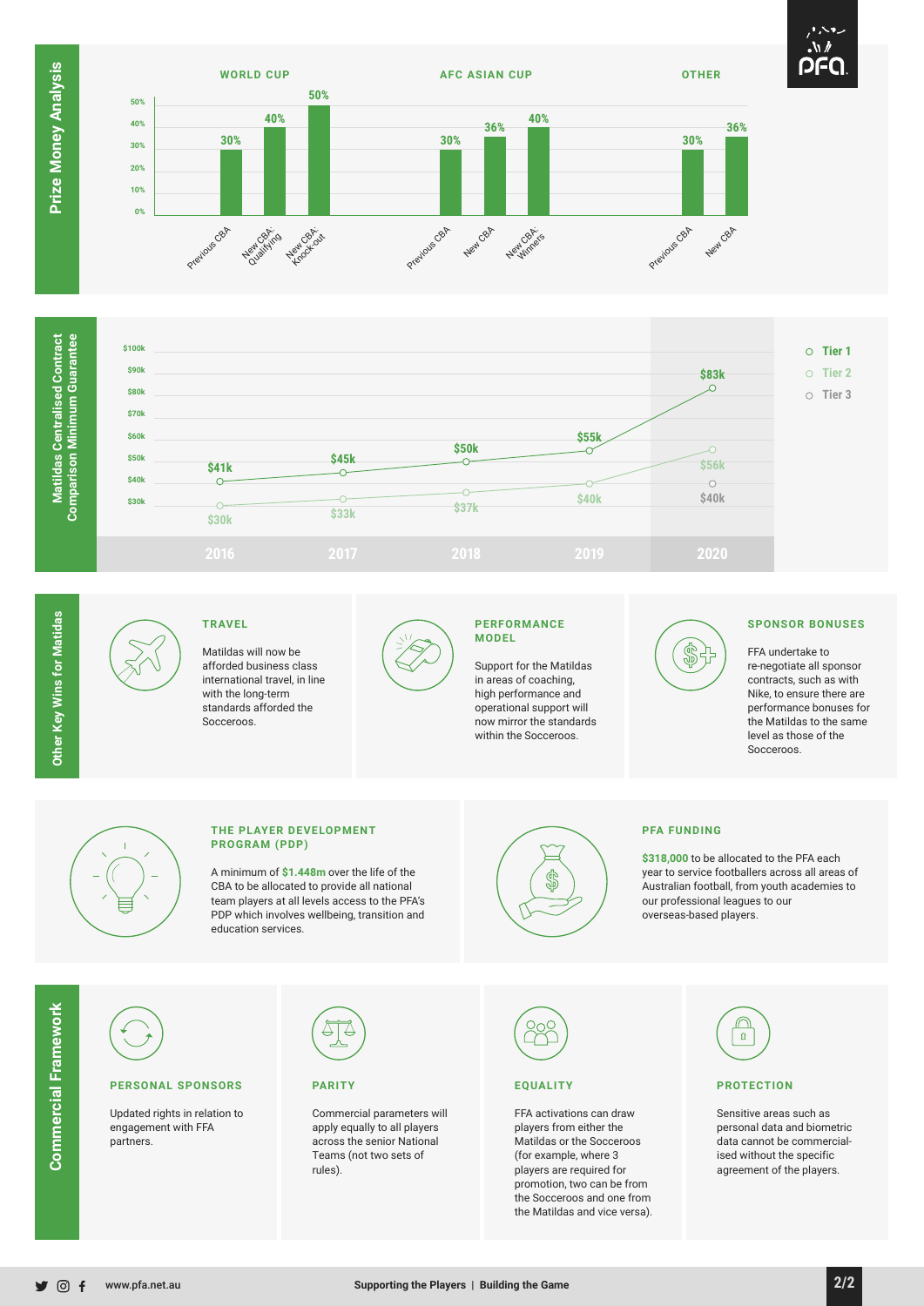## Prize Money Analysis

WORLD CUP

50%
40%
30%
20%
10%
0%

30% Previous CBA
40% New CBA: Qualifying
50% New CBA: Knock-out

AFC ASIAN CUP

30% Previous CBA
36% New CBA
40% New CBA: Winners

OTHER

30% Previous CBA
36% New CBA

## Matildas Centralised Contract Comparison Minimum Guarantee

$100k
$90k
$80k
$70k
$60k
$50k
$40k
$30k

2016: $41k, $30k
2017: $45k, $33k
2018: $50k, $37k
2019: $55k, $40k
2020: $83k, $56k, $40k

Tier 1
Tier 2
Tier 3

## Other Key Wins for Matildas

### TRAVEL

Matildas will now be afforded business class international travel, in line with the long-term standards afforded the Socceroos.

### PERFORMANCE MODEL

Support for the Matildas in areas of coaching, high performance and operational support will now mirror the standards within the Socceroos.

### SPONSOR BONUSES

FFA undertake to re-negotiate all sponsor contracts, such as with Nike, to ensure there are performance bonuses for the Matildas to the same level as those of the Socceroos.

### THE PLAYER DEVELOPMENT PROGRAM (PDP)

A minimum of **$1.448m** over the life of the CBA to be allocated to provide all national team players at all levels access to the PFA's PDP which involves wellbeing, transition and education services.

### PFA FUNDING

**$318,000** to be allocated to the PFA each year to service footballers across all areas of Australian football, from youth academies to our professional leagues to our overseas-based players.

## Commercial Framework

### PERSONAL SPONSORS

Updated rights in relation to engagement with FFA partners.

### PARITY

Commercial parameters will apply equally to all players across the senior National Teams (not two sets of rules).

### EQUALITY

FFA activations can draw players from either the Matildas or the Socceroos (for example, where 3 players are required for promotion, two can be from the Socceroos and one from the Matildas and vice versa).

### PROTECTION

Sensitive areas such as personal data and biometric data cannot be commercial-ised without the specific agreement of the players.

www.pfa.net.au

Supporting the Players | Building the Game